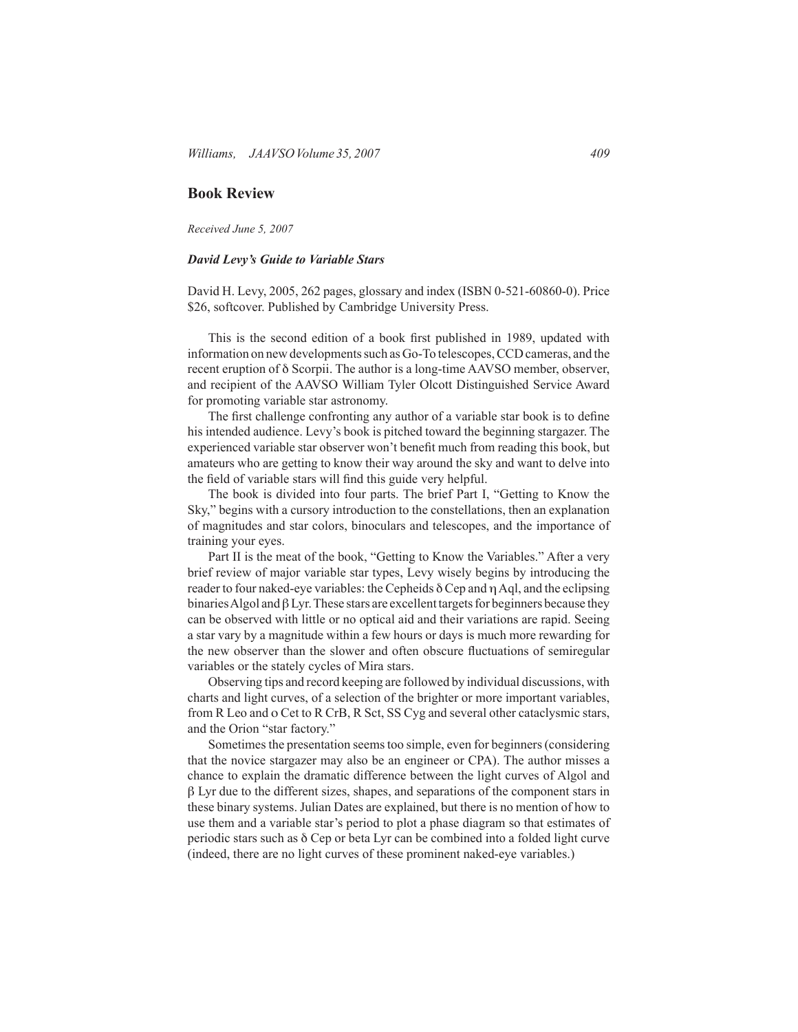## Book Review

*Received June 5, 2007*

### *David Levy's Guide to Variable Stars*

David H. Levy, 2005, 262 pages, glossary and index (ISBN 0-521-60860-0). Price \$26, softcover. Published by Cambridge University Press.

This is the second edition of a book first published in 1989, updated with information on new developments such as Go-To telescopes, CCD cameras, and the recent eruption of δ Scorpii. The author is a long-time AAVSO member, observer, and recipient of the AAVSO William Tyler Olcott Distinguished Service Award for promoting variable star astronomy.

The first challenge confronting any author of a variable star book is to define his intended audience. Levy's book is pitched toward the beginning stargazer. The experienced variable star observer won't benefit much from reading this book, but amateurs who are getting to know their way around the sky and want to delve into the field of variable stars will find this guide very helpful.

The book is divided into four parts. The brief Part I, "Getting to Know the Sky," begins with a cursory introduction to the constellations, then an explanation of magnitudes and star colors, binoculars and telescopes, and the importance of training your eyes.

Part II is the meat of the book, "Getting to Know the Variables." After a very brief review of major variable star types, Levy wisely begins by introducing the reader to four naked-eye variables: the Cepheids δ Cep and η Aql, and the eclipsing binaries Algol and β Lyr. These stars are excellent targets for beginners because they can be observed with little or no optical aid and their variations are rapid. Seeing a star vary by a magnitude within a few hours or days is much more rewarding for the new observer than the slower and often obscure fluctuations of semiregular variables or the stately cycles of Mira stars.

Observing tips and record keeping are followed by individual discussions, with charts and light curves, of a selection of the brighter or more important variables, from R Leo and o Cet to R CrB, R Sct, SS Cyg and several other cataclysmic stars, and the Orion "star factory."

Sometimes the presentation seems too simple, even for beginners (considering that the novice stargazer may also be an engineer or CPA). The author misses a chance to explain the dramatic difference between the light curves of Algol and β Lyr due to the different sizes, shapes, and separations of the component stars in these binary systems. Julian Dates are explained, but there is no mention of how to use them and a variable star's period to plot a phase diagram so that estimates of periodic stars such as δ Cep or beta Lyr can be combined into a folded light curve (indeed, there are no light curves of these prominent naked-eye variables.)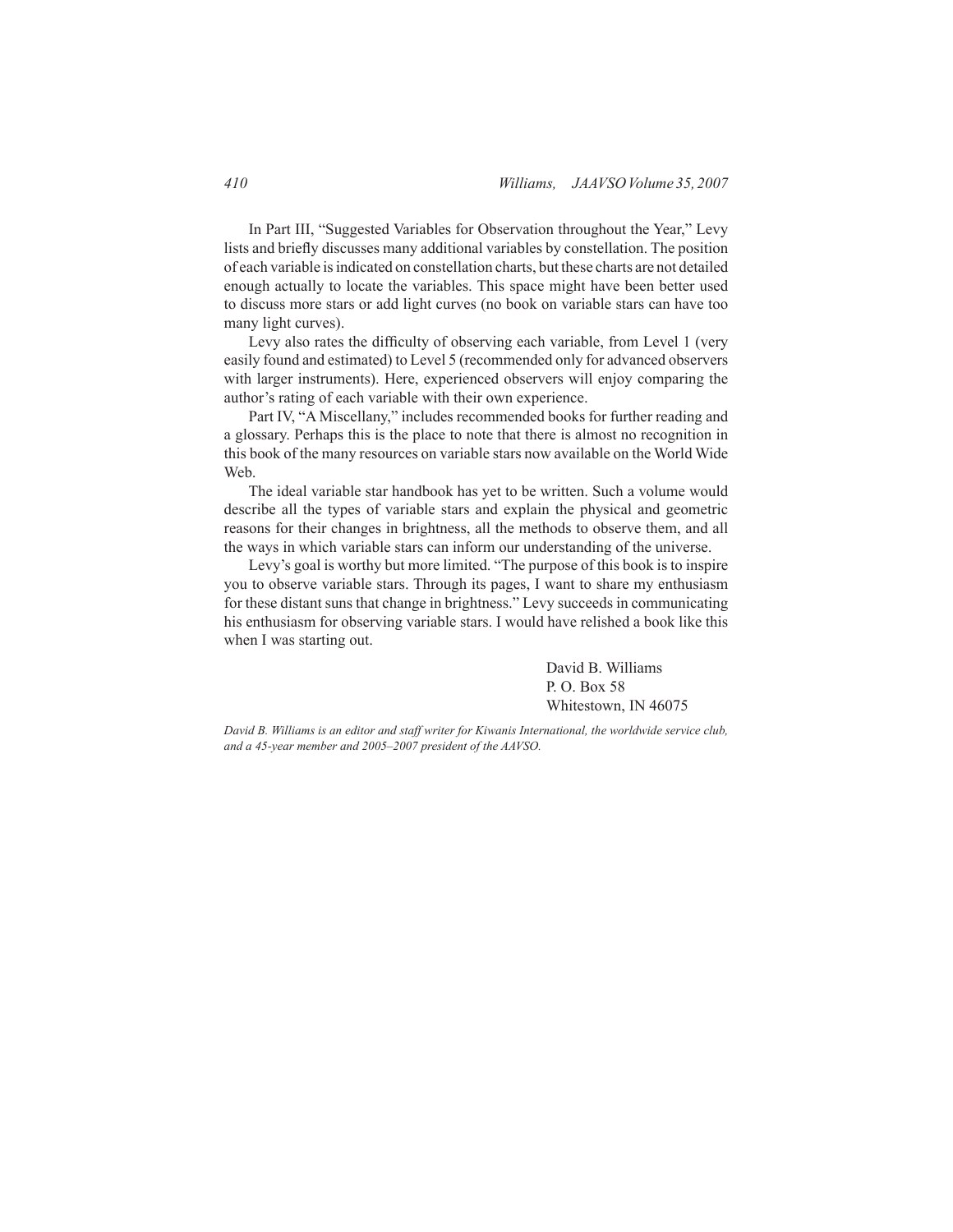In Part III, “Suggested Variables for Observation throughout the Year,” Levy lists and briefly discusses many additional variables by constellation. The position of each variable is indicated on constellation charts, but these charts are not detailed enough actually to locate the variables. This space might have been better used to discuss more stars or add light curves (no book on variable stars can have too many light curves).

Levy also rates the difficulty of observing each variable, from Level 1 (very easily found and estimated) to Level 5 (recommended only for advanced observers with larger instruments). Here, experienced observers will enjoy comparing the author’s rating of each variable with their own experience.

Part IV, “A Miscellany,” includes recommended books for further reading and a glossary. Perhaps this is the place to note that there is almost no recognition in this book of the many resources on variable stars now available on the World Wide Web.

The ideal variable star handbook has yet to be written. Such a volume would describe all the types of variable stars and explain the physical and geometric reasons for their changes in brightness, all the methods to observe them, and all the ways in which variable stars can inform our understanding of the universe.

Levy’s goal is worthy but more limited. “The purpose of this book is to inspire you to observe variable stars. Through its pages, I want to share my enthusiasm for these distant suns that change in brightness.” Levy succeeds in communicating his enthusiasm for observing variable stars. I would have relished a book like this when I was starting out.

David B. Williams
P. O. Box 58
Whitestown, IN 46075

*David B. Williams is an editor and staff writer for Kiwanis International, the worldwide service club, and a 45-year member and 2005–2007 president of the AAVSO.*